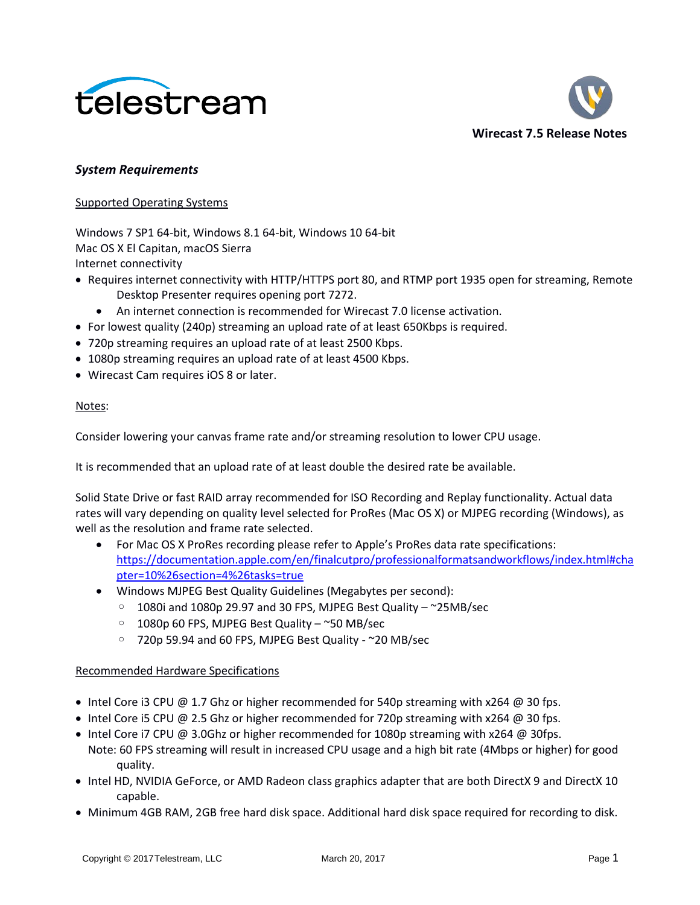# Wirecast 7.5 Release Notes

## *System Requirements*

Supported Operating Systems

Windows 7 SP1 64-bit, Windows 8.1 64-bit, Windows 10 64-bit
Mac OS X El Capitan, macOS Sierra
Internet connectivity

- Requires internet connectivity with HTTP/HTTPS port 80, and RTMP port 1935 open for streaming, Remote Desktop Presenter requires opening port 7272.
  - An internet connection is recommended for Wirecast 7.0 license activation.
- For lowest quality (240p) streaming an upload rate of at least 650Kbps is required.
- 720p streaming requires an upload rate of at least 2500 Kbps.
- 1080p streaming requires an upload rate of at least 4500 Kbps.
- Wirecast Cam requires iOS 8 or later.

Notes:

Consider lowering your canvas frame rate and/or streaming resolution to lower CPU usage.

It is recommended that an upload rate of at least double the desired rate be available.

Solid State Drive or fast RAID array recommended for ISO Recording and Replay functionality. Actual data rates will vary depending on quality level selected for ProRes (Mac OS X) or MJPEG recording (Windows), as well as the resolution and frame rate selected.

- For Mac OS X ProRes recording please refer to Apple's ProRes data rate specifications: https://documentation.apple.com/en/finalcutpro/professionalformatsandworkflows/index.html#chapter=10%26section=4%26tasks=true
- Windows MJPEG Best Quality Guidelines (Megabytes per second):
  - 1080i and 1080p 29.97 and 30 FPS, MJPEG Best Quality – ~25MB/sec
  - 1080p 60 FPS, MJPEG Best Quality – ~50 MB/sec
  - 720p 59.94 and 60 FPS, MJPEG Best Quality - ~20 MB/sec

Recommended Hardware Specifications

- Intel Core i3 CPU @ 1.7 Ghz or higher recommended for 540p streaming with x264 @ 30 fps.
- Intel Core i5 CPU @ 2.5 Ghz or higher recommended for 720p streaming with x264 @ 30 fps.
- Intel Core i7 CPU @ 3.0Ghz or higher recommended for 1080p streaming with x264 @ 30fps. Note: 60 FPS streaming will result in increased CPU usage and a high bit rate (4Mbps or higher) for good quality.
- Intel HD, NVIDIA GeForce, or AMD Radeon class graphics adapter that are both DirectX 9 and DirectX 10 capable.
- Minimum 4GB RAM, 2GB free hard disk space. Additional hard disk space required for recording to disk.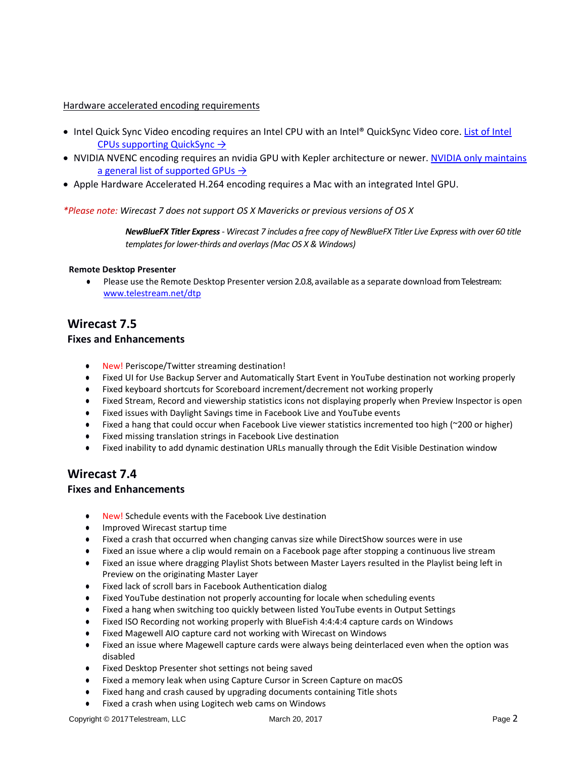Hardware accelerated encoding requirements

- Intel Quick Sync Video encoding requires an Intel CPU with an Intel® QuickSync Video core. [List of Intel CPUs supporting QuickSync →]
- NVIDIA NVENC encoding requires an nvidia GPU with Kepler architecture or newer. [NVIDIA only maintains a general list of supported GPUs →]
- Apple Hardware Accelerated H.264 encoding requires a Mac with an integrated Intel GPU.

*\*Please note: Wirecast 7 does not support OS X Mavericks or previous versions of OS X*

> ***NewBlueFX Titler Express** - Wirecast 7 includes a free copy of NewBlueFX Titler Live Express with over 60 title templates for lower-thirds and overlays (Mac OS X & Windows)*

**Remote Desktop Presenter**

- Please use the Remote Desktop Presenter version 2.0.8, available as a separate download from Telestream: www.telestream.net/dtp

## Wirecast 7.5

### Fixes and Enhancements

- New! Periscope/Twitter streaming destination!
- Fixed UI for Use Backup Server and Automatically Start Event in YouTube destination not working properly
- Fixed keyboard shortcuts for Scoreboard increment/decrement not working properly
- Fixed Stream, Record and viewership statistics icons not displaying properly when Preview Inspector is open
- Fixed issues with Daylight Savings time in Facebook Live and YouTube events
- Fixed a hang that could occur when Facebook Live viewer statistics incremented too high (~200 or higher)
- Fixed missing translation strings in Facebook Live destination
- Fixed inability to add dynamic destination URLs manually through the Edit Visible Destination window

## Wirecast 7.4

### Fixes and Enhancements

- New! Schedule events with the Facebook Live destination
- Improved Wirecast startup time
- Fixed a crash that occurred when changing canvas size while DirectShow sources were in use
- Fixed an issue where a clip would remain on a Facebook page after stopping a continuous live stream
- Fixed an issue where dragging Playlist Shots between Master Layers resulted in the Playlist being left in Preview on the originating Master Layer
- Fixed lack of scroll bars in Facebook Authentication dialog
- Fixed YouTube destination not properly accounting for locale when scheduling events
- Fixed a hang when switching too quickly between listed YouTube events in Output Settings
- Fixed ISO Recording not working properly with BlueFish 4:4:4:4 capture cards on Windows
- Fixed Magewell AIO capture card not working with Wirecast on Windows
- Fixed an issue where Magewell capture cards were always being deinterlaced even when the option was disabled
- Fixed Desktop Presenter shot settings not being saved
- Fixed a memory leak when using Capture Cursor in Screen Capture on macOS
- Fixed hang and crash caused by upgrading documents containing Title shots
- Fixed a crash when using Logitech web cams on Windows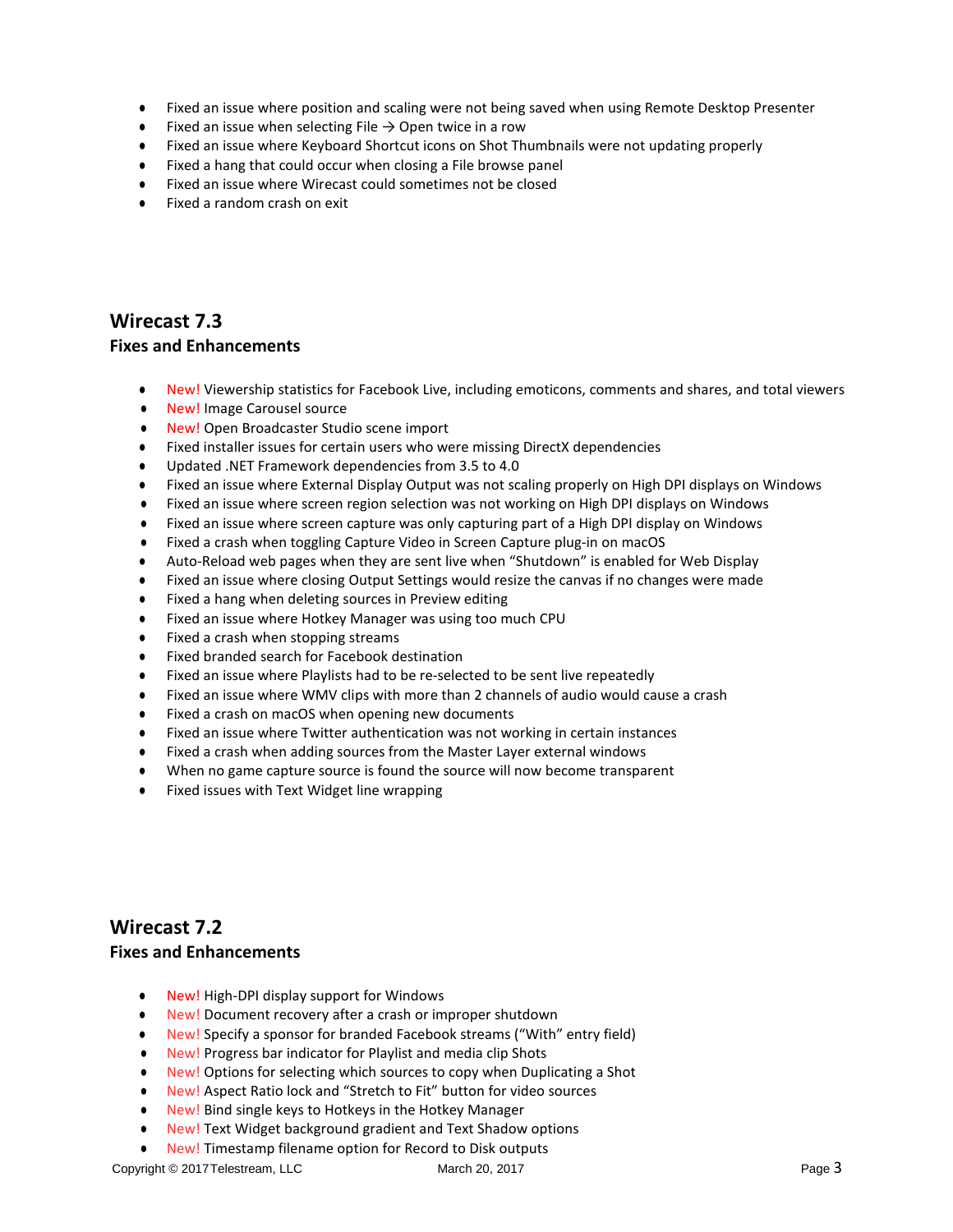- Fixed an issue where position and scaling were not being saved when using Remote Desktop Presenter
- Fixed an issue when selecting File → Open twice in a row
- Fixed an issue where Keyboard Shortcut icons on Shot Thumbnails were not updating properly
- Fixed a hang that could occur when closing a File browse panel
- Fixed an issue where Wirecast could sometimes not be closed
- Fixed a random crash on exit

## Wirecast 7.3

### Fixes and Enhancements

- New! Viewership statistics for Facebook Live, including emoticons, comments and shares, and total viewers
- New! Image Carousel source
- New! Open Broadcaster Studio scene import
- Fixed installer issues for certain users who were missing DirectX dependencies
- Updated .NET Framework dependencies from 3.5 to 4.0
- Fixed an issue where External Display Output was not scaling properly on High DPI displays on Windows
- Fixed an issue where screen region selection was not working on High DPI displays on Windows
- Fixed an issue where screen capture was only capturing part of a High DPI display on Windows
- Fixed a crash when toggling Capture Video in Screen Capture plug-in on macOS
- Auto-Reload web pages when they are sent live when "Shutdown" is enabled for Web Display
- Fixed an issue where closing Output Settings would resize the canvas if no changes were made
- Fixed a hang when deleting sources in Preview editing
- Fixed an issue where Hotkey Manager was using too much CPU
- Fixed a crash when stopping streams
- Fixed branded search for Facebook destination
- Fixed an issue where Playlists had to be re-selected to be sent live repeatedly
- Fixed an issue where WMV clips with more than 2 channels of audio would cause a crash
- Fixed a crash on macOS when opening new documents
- Fixed an issue where Twitter authentication was not working in certain instances
- Fixed a crash when adding sources from the Master Layer external windows
- When no game capture source is found the source will now become transparent
- Fixed issues with Text Widget line wrapping

## Wirecast 7.2

### Fixes and Enhancements

- New! High-DPI display support for Windows
- New! Document recovery after a crash or improper shutdown
- New! Specify a sponsor for branded Facebook streams ("With" entry field)
- New! Progress bar indicator for Playlist and media clip Shots
- New! Options for selecting which sources to copy when Duplicating a Shot
- New! Aspect Ratio lock and "Stretch to Fit" button for video sources
- New! Bind single keys to Hotkeys in the Hotkey Manager
- New! Text Widget background gradient and Text Shadow options
- New! Timestamp filename option for Record to Disk outputs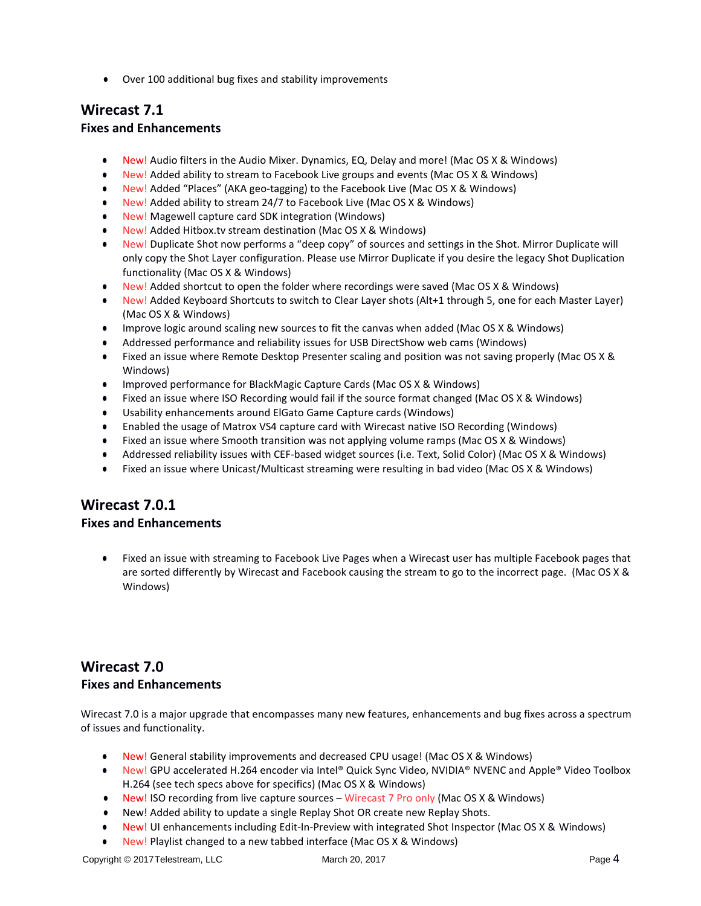- Over 100 additional bug fixes and stability improvements

## Wirecast 7.1

### Fixes and Enhancements

- New! Audio filters in the Audio Mixer. Dynamics, EQ, Delay and more! (Mac OS X & Windows)
- New! Added ability to stream to Facebook Live groups and events (Mac OS X & Windows)
- New! Added "Places" (AKA geo-tagging) to the Facebook Live (Mac OS X & Windows)
- New! Added ability to stream 24/7 to Facebook Live (Mac OS X & Windows)
- New! Magewell capture card SDK integration (Windows)
- New! Added Hitbox.tv stream destination (Mac OS X & Windows)
- New! Duplicate Shot now performs a "deep copy" of sources and settings in the Shot. Mirror Duplicate will only copy the Shot Layer configuration. Please use Mirror Duplicate if you desire the legacy Shot Duplication functionality (Mac OS X & Windows)
- New! Added shortcut to open the folder where recordings were saved (Mac OS X & Windows)
- New! Added Keyboard Shortcuts to switch to Clear Layer shots (Alt+1 through 5, one for each Master Layer) (Mac OS X & Windows)
- Improve logic around scaling new sources to fit the canvas when added (Mac OS X & Windows)
- Addressed performance and reliability issues for USB DirectShow web cams (Windows)
- Fixed an issue where Remote Desktop Presenter scaling and position was not saving properly (Mac OS X & Windows)
- Improved performance for BlackMagic Capture Cards (Mac OS X & Windows)
- Fixed an issue where ISO Recording would fail if the source format changed (Mac OS X & Windows)
- Usability enhancements around ElGato Game Capture cards (Windows)
- Enabled the usage of Matrox VS4 capture card with Wirecast native ISO Recording (Windows)
- Fixed an issue where Smooth transition was not applying volume ramps (Mac OS X & Windows)
- Addressed reliability issues with CEF-based widget sources (i.e. Text, Solid Color) (Mac OS X & Windows)
- Fixed an issue where Unicast/Multicast streaming were resulting in bad video (Mac OS X & Windows)

## Wirecast 7.0.1

### Fixes and Enhancements

- Fixed an issue with streaming to Facebook Live Pages when a Wirecast user has multiple Facebook pages that are sorted differently by Wirecast and Facebook causing the stream to go to the incorrect page. (Mac OS X & Windows)

## Wirecast 7.0

### Fixes and Enhancements

Wirecast 7.0 is a major upgrade that encompasses many new features, enhancements and bug fixes across a spectrum of issues and functionality.

- New! General stability improvements and decreased CPU usage! (Mac OS X & Windows)
- New! GPU accelerated H.264 encoder via Intel® Quick Sync Video, NVIDIA® NVENC and Apple® Video Toolbox H.264 (see tech specs above for specifics) (Mac OS X & Windows)
- New! ISO recording from live capture sources – Wirecast 7 Pro only (Mac OS X & Windows)
- New! Added ability to update a single Replay Shot OR create new Replay Shots.
- New! UI enhancements including Edit-In-Preview with integrated Shot Inspector (Mac OS X & Windows)
- New! Playlist changed to a new tabbed interface (Mac OS X & Windows)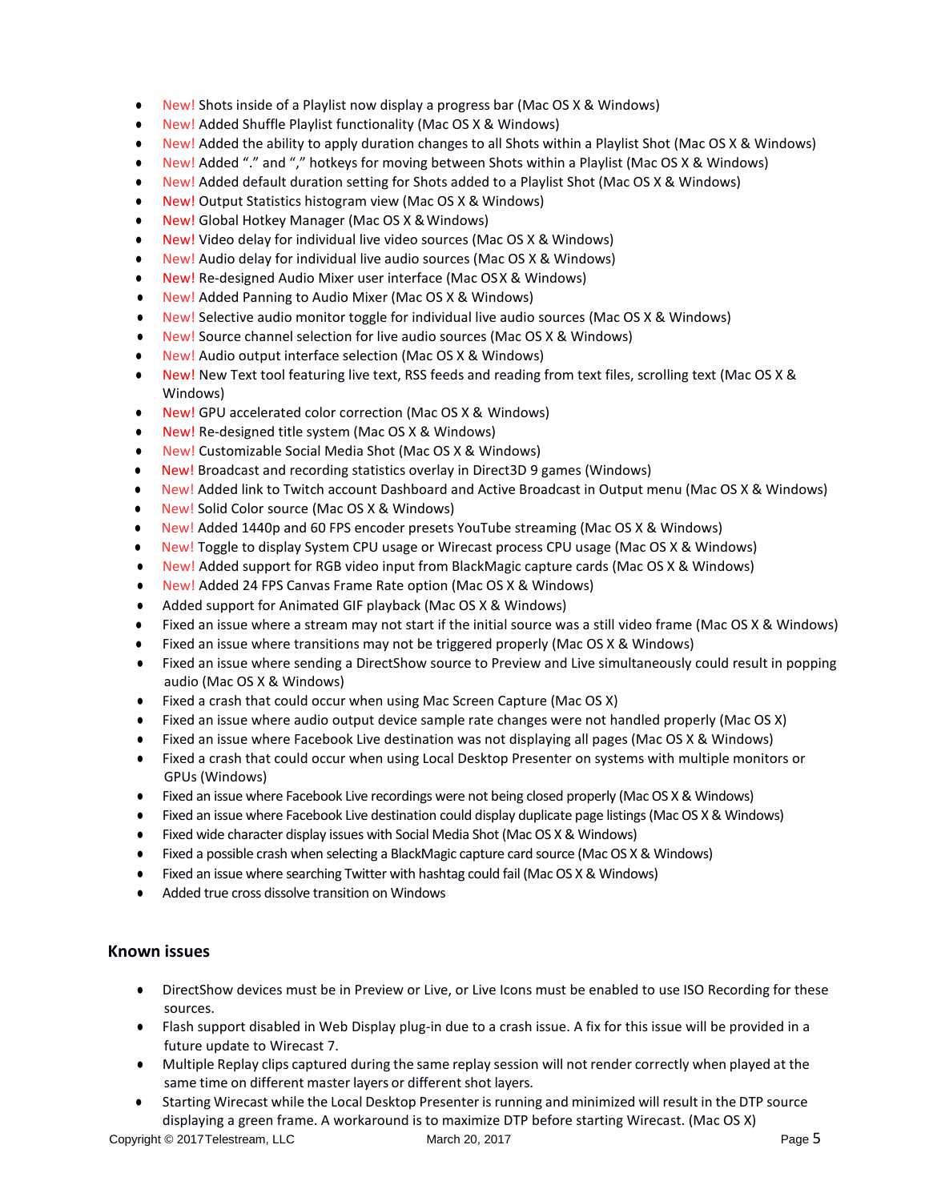- New! Shots inside of a Playlist now display a progress bar (Mac OS X & Windows)
- New! Added Shuffle Playlist functionality (Mac OS X & Windows)
- New! Added the ability to apply duration changes to all Shots within a Playlist Shot (Mac OS X & Windows)
- New! Added "." and "," hotkeys for moving between Shots within a Playlist (Mac OS X & Windows)
- New! Added default duration setting for Shots added to a Playlist Shot (Mac OS X & Windows)
- New! Output Statistics histogram view (Mac OS X & Windows)
- New! Global Hotkey Manager (Mac OS X & Windows)
- New! Video delay for individual live video sources (Mac OS X & Windows)
- New! Audio delay for individual live audio sources (Mac OS X & Windows)
- New! Re-designed Audio Mixer user interface (Mac OS X & Windows)
- New! Added Panning to Audio Mixer (Mac OS X & Windows)
- New! Selective audio monitor toggle for individual live audio sources (Mac OS X & Windows)
- New! Source channel selection for live audio sources (Mac OS X & Windows)
- New! Audio output interface selection (Mac OS X & Windows)
- New! New Text tool featuring live text, RSS feeds and reading from text files, scrolling text (Mac OS X & Windows)
- New! GPU accelerated color correction (Mac OS X & Windows)
- New! Re-designed title system (Mac OS X & Windows)
- New! Customizable Social Media Shot (Mac OS X & Windows)
- New! Broadcast and recording statistics overlay in Direct3D 9 games (Windows)
- New! Added link to Twitch account Dashboard and Active Broadcast in Output menu (Mac OS X & Windows)
- New! Solid Color source (Mac OS X & Windows)
- New! Added 1440p and 60 FPS encoder presets YouTube streaming (Mac OS X & Windows)
- New! Toggle to display System CPU usage or Wirecast process CPU usage (Mac OS X & Windows)
- New! Added support for RGB video input from BlackMagic capture cards (Mac OS X & Windows)
- New! Added 24 FPS Canvas Frame Rate option (Mac OS X & Windows)
- Added support for Animated GIF playback (Mac OS X & Windows)
- Fixed an issue where a stream may not start if the initial source was a still video frame (Mac OS X & Windows)
- Fixed an issue where transitions may not be triggered properly (Mac OS X & Windows)
- Fixed an issue where sending a DirectShow source to Preview and Live simultaneously could result in popping audio (Mac OS X & Windows)
- Fixed a crash that could occur when using Mac Screen Capture (Mac OS X)
- Fixed an issue where audio output device sample rate changes were not handled properly (Mac OS X)
- Fixed an issue where Facebook Live destination was not displaying all pages (Mac OS X & Windows)
- Fixed a crash that could occur when using Local Desktop Presenter on systems with multiple monitors or GPUs (Windows)
- Fixed an issue where Facebook Live recordings were not being closed properly (Mac OS X & Windows)
- Fixed an issue where Facebook Live destination could display duplicate page listings (Mac OS X & Windows)
- Fixed wide character display issues with Social Media Shot (Mac OS X & Windows)
- Fixed a possible crash when selecting a BlackMagic capture card source (Mac OS X & Windows)
- Fixed an issue where searching Twitter with hashtag could fail (Mac OS X & Windows)
- Added true cross dissolve transition on Windows

## Known issues

- DirectShow devices must be in Preview or Live, or Live Icons must be enabled to use ISO Recording for these sources.
- Flash support disabled in Web Display plug-in due to a crash issue. A fix for this issue will be provided in a future update to Wirecast 7.
- Multiple Replay clips captured during the same replay session will not render correctly when played at the same time on different master layers or different shot layers.
- Starting Wirecast while the Local Desktop Presenter is running and minimized will result in the DTP source displaying a green frame. A workaround is to maximize DTP before starting Wirecast. (Mac OS X)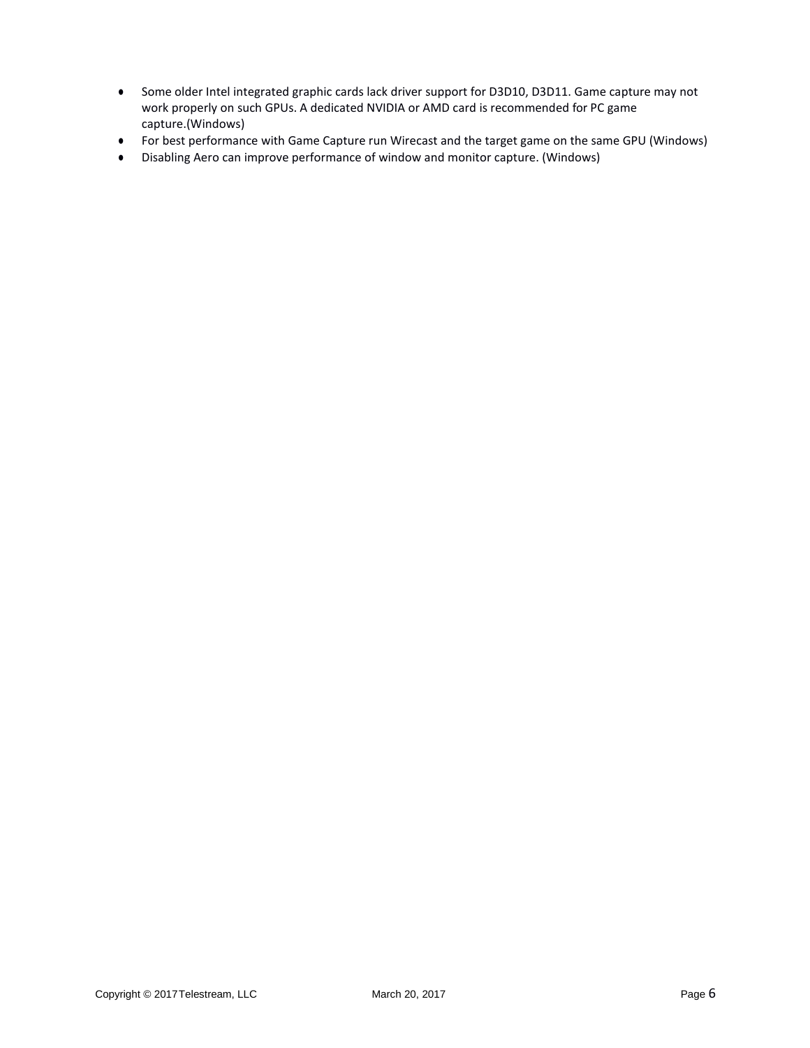- Some older Intel integrated graphic cards lack driver support for D3D10, D3D11. Game capture may not work properly on such GPUs. A dedicated NVIDIA or AMD card is recommended for PC game capture.(Windows)
- For best performance with Game Capture run Wirecast and the target game on the same GPU (Windows)
- Disabling Aero can improve performance of window and monitor capture. (Windows)